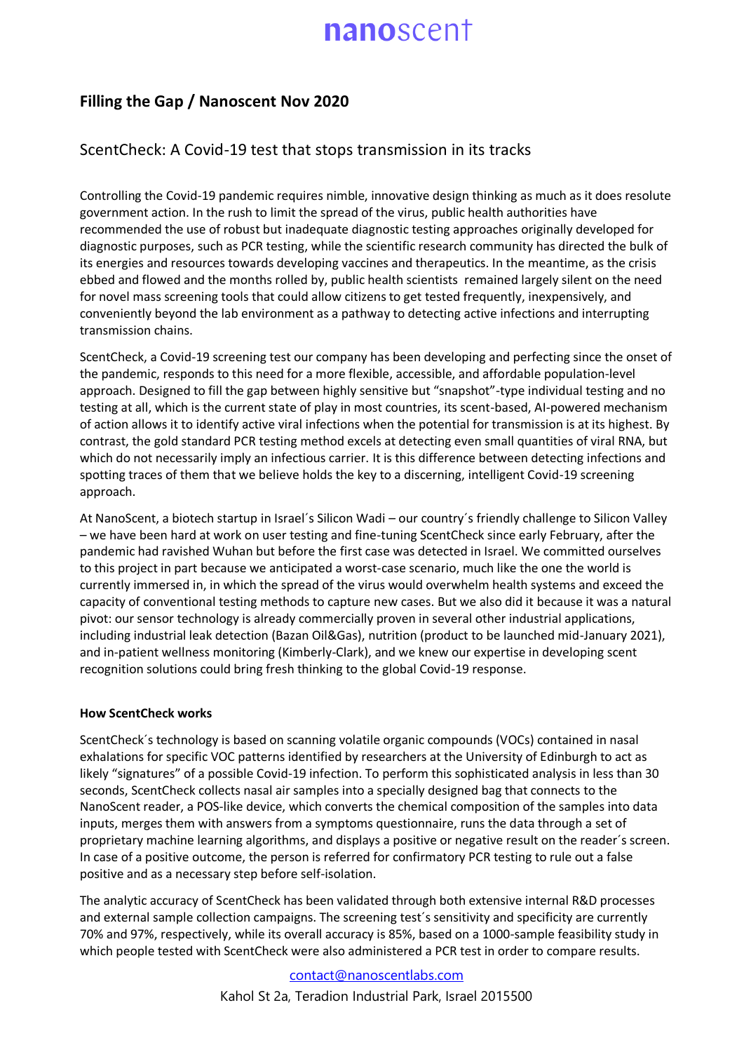# nanoscent

## Filling the Gap / Nanoscent Nov 2020

### ScentCheck: A Covid-19 test that stops transmission in its tracks

Controlling the Covid-19 pandemic requires nimble, innovative design thinking as much as it does resolute government action. In the rush to limit the spread of the virus, public health authorities have recommended the use of robust but inadequate diagnostic testing approaches originally developed for diagnostic purposes, such as PCR testing, while the scientific research community has directed the bulk of its energies and resources towards developing vaccines and therapeutics. In the meantime, as the crisis ebbed and flowed and the months rolled by, public health scientists remained largely silent on the need for novel mass screening tools that could allow citizens to get tested frequently, inexpensively, and conveniently beyond the lab environment as a pathway to detecting active infections and interrupting transmission chains.

ScentCheck, a Covid-19 screening test our company has been developing and perfecting since the onset of the pandemic, responds to this need for a more flexible, accessible, and affordable population-level approach. Designed to fill the gap between highly sensitive but "snapshot"-type individual testing and no testing at all, which is the current state of play in most countries, its scent-based, AI-powered mechanism of action allows it to identify active viral infections when the potential for transmission is at its highest. By contrast, the gold standard PCR testing method excels at detecting even small quantities of viral RNA, but which do not necessarily imply an infectious carrier. It is this difference between detecting infections and spotting traces of them that we believe holds the key to a discerning, intelligent Covid-19 screening approach.

At NanoScent, a biotech startup in Israel´s Silicon Wadi – our country´s friendly challenge to Silicon Valley – we have been hard at work on user testing and fine-tuning ScentCheck since early February, after the pandemic had ravished Wuhan but before the first case was detected in Israel. We committed ourselves to this project in part because we anticipated a worst-case scenario, much like the one the world is currently immersed in, in which the spread of the virus would overwhelm health systems and exceed the capacity of conventional testing methods to capture new cases. But we also did it because it was a natural pivot: our sensor technology is already commercially proven in several other industrial applications, including industrial leak detection (Bazan Oil&Gas), nutrition (product to be launched mid-January 2021), and in-patient wellness monitoring (Kimberly-Clark), and we knew our expertise in developing scent recognition solutions could bring fresh thinking to the global Covid-19 response.

**How ScentCheck works**

ScentCheck´s technology is based on scanning volatile organic compounds (VOCs) contained in nasal exhalations for specific VOC patterns identified by researchers at the University of Edinburgh to act as likely "signatures" of a possible Covid-19 infection. To perform this sophisticated analysis in less than 30 seconds, ScentCheck collects nasal air samples into a specially designed bag that connects to the NanoScent reader, a POS-like device, which converts the chemical composition of the samples into data inputs, merges them with answers from a symptoms questionnaire, runs the data through a set of proprietary machine learning algorithms, and displays a positive or negative result on the reader´s screen. In case of a positive outcome, the person is referred for confirmatory PCR testing to rule out a false positive and as a necessary step before self-isolation.

The analytic accuracy of ScentCheck has been validated through both extensive internal R&D processes and external sample collection campaigns. The screening test´s sensitivity and specificity are currently 70% and 97%, respectively, while its overall accuracy is 85%, based on a 1000-sample feasibility study in which people tested with ScentCheck were also administered a PCR test in order to compare results.

contact@nanoscentlabs.com

Kahol St 2a, Teradion Industrial Park, Israel 2015500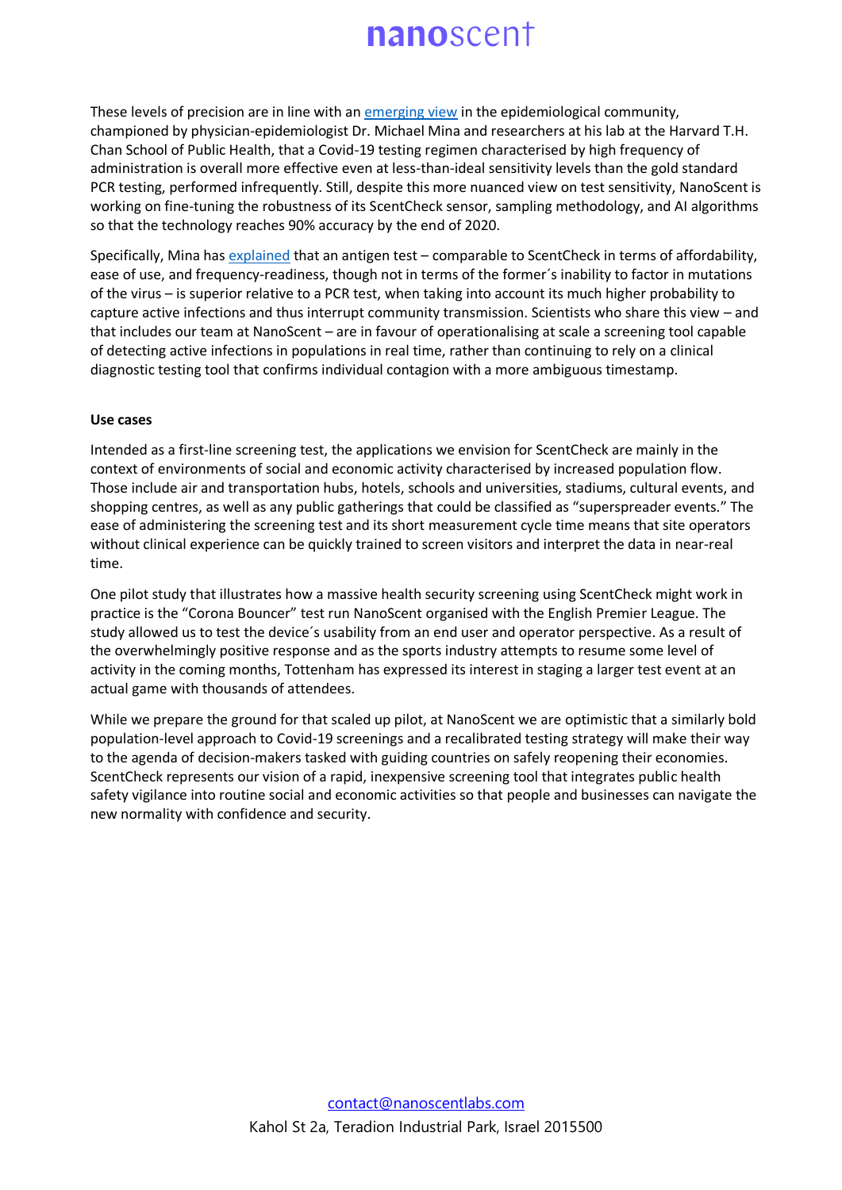These levels of precision are in line with an [emerging view](#) in the epidemiological community, championed by physician-epidemiologist Dr. Michael Mina and researchers at his lab at the Harvard T.H. Chan School of Public Health, that a Covid-19 testing regimen characterised by high frequency of administration is overall more effective even at less-than-ideal sensitivity levels than the gold standard PCR testing, performed infrequently. Still, despite this more nuanced view on test sensitivity, NanoScent is working on fine-tuning the robustness of its ScentCheck sensor, sampling methodology, and AI algorithms so that the technology reaches 90% accuracy by the end of 2020.

Specifically, Mina has [explained](#) that an antigen test – comparable to ScentCheck in terms of affordability, ease of use, and frequency-readiness, though not in terms of the former´s inability to factor in mutations of the virus – is superior relative to a PCR test, when taking into account its much higher probability to capture active infections and thus interrupt community transmission. Scientists who share this view – and that includes our team at NanoScent – are in favour of operationalising at scale a screening tool capable of detecting active infections in populations in real time, rather than continuing to rely on a clinical diagnostic testing tool that confirms individual contagion with a more ambiguous timestamp.

**Use cases**

Intended as a first-line screening test, the applications we envision for ScentCheck are mainly in the context of environments of social and economic activity characterised by increased population flow. Those include air and transportation hubs, hotels, schools and universities, stadiums, cultural events, and shopping centres, as well as any public gatherings that could be classified as "superspreader events." The ease of administering the screening test and its short measurement cycle time means that site operators without clinical experience can be quickly trained to screen visitors and interpret the data in near-real time.

One pilot study that illustrates how a massive health security screening using ScentCheck might work in practice is the "Corona Bouncer" test run NanoScent organised with the English Premier League. The study allowed us to test the device´s usability from an end user and operator perspective. As a result of the overwhelmingly positive response and as the sports industry attempts to resume some level of activity in the coming months, Tottenham has expressed its interest in staging a larger test event at an actual game with thousands of attendees.

While we prepare the ground for that scaled up pilot, at NanoScent we are optimistic that a similarly bold population-level approach to Covid-19 screenings and a recalibrated testing strategy will make their way to the agenda of decision-makers tasked with guiding countries on safely reopening their economies. ScentCheck represents our vision of a rapid, inexpensive screening tool that integrates public health safety vigilance into routine social and economic activities so that people and businesses can navigate the new normality with confidence and security.